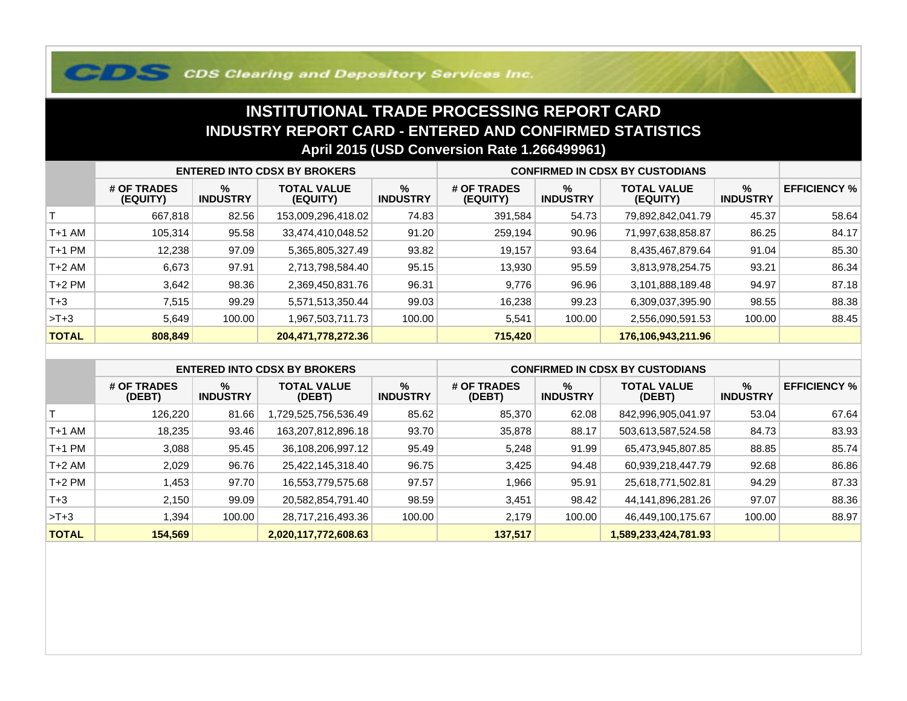CDS Clearing and Depository Services Inc.

# INSTITUTIONAL TRADE PROCESSING REPORT CARD

## INDUSTRY REPORT CARD - ENTERED AND CONFIRMED STATISTICS

### April 2015 (USD Conversion Rate 1.266499961)

| | ENTERED INTO CDSX BY BROKERS | | | | CONFIRMED IN CDSX BY CUSTODIANS | | | | |
|---|---|---|---|---|---|---|---|---|---|
| | # OF TRADES (EQUITY) | % INDUSTRY | TOTAL VALUE (EQUITY) | % INDUSTRY | # OF TRADES (EQUITY) | % INDUSTRY | TOTAL VALUE (EQUITY) | % INDUSTRY | EFFICIENCY % |
| T | 667,818 | 82.56 | 153,009,296,418.02 | 74.83 | 391,584 | 54.73 | 79,892,842,041.79 | 45.37 | 58.64 |
| T+1 AM | 105,314 | 95.58 | 33,474,410,048.52 | 91.20 | 259,194 | 90.96 | 71,997,638,858.87 | 86.25 | 84.17 |
| T+1 PM | 12,238 | 97.09 | 5,365,805,327.49 | 93.82 | 19,157 | 93.64 | 8,435,467,879.64 | 91.04 | 85.30 |
| T+2 AM | 6,673 | 97.91 | 2,713,798,584.40 | 95.15 | 13,930 | 95.59 | 3,813,978,254.75 | 93.21 | 86.34 |
| T+2 PM | 3,642 | 98.36 | 2,369,450,831.76 | 96.31 | 9,776 | 96.96 | 3,101,888,189.48 | 94.97 | 87.18 |
| T+3 | 7,515 | 99.29 | 5,571,513,350.44 | 99.03 | 16,238 | 99.23 | 6,309,037,395.90 | 98.55 | 88.38 |
| >T+3 | 5,649 | 100.00 | 1,967,503,711.73 | 100.00 | 5,541 | 100.00 | 2,556,090,591.53 | 100.00 | 88.45 |
| **TOTAL** | **808,849** | | **204,471,778,272.36** | | **715,420** | | **176,106,943,211.96** | | |

| | ENTERED INTO CDSX BY BROKERS | | | | CONFIRMED IN CDSX BY CUSTODIANS | | | | |
|---|---|---|---|---|---|---|---|---|---|
| | # OF TRADES (DEBT) | % INDUSTRY | TOTAL VALUE (DEBT) | % INDUSTRY | # OF TRADES (DEBT) | % INDUSTRY | TOTAL VALUE (DEBT) | % INDUSTRY | EFFICIENCY % |
| T | 126,220 | 81.66 | 1,729,525,756,536.49 | 85.62 | 85,370 | 62.08 | 842,996,905,041.97 | 53.04 | 67.64 |
| T+1 AM | 18,235 | 93.46 | 163,207,812,896.18 | 93.70 | 35,878 | 88.17 | 503,613,587,524.58 | 84.73 | 83.93 |
| T+1 PM | 3,088 | 95.45 | 36,108,206,997.12 | 95.49 | 5,248 | 91.99 | 65,473,945,807.85 | 88.85 | 85.74 |
| T+2 AM | 2,029 | 96.76 | 25,422,145,318.40 | 96.75 | 3,425 | 94.48 | 60,939,218,447.79 | 92.68 | 86.86 |
| T+2 PM | 1,453 | 97.70 | 16,553,779,575.68 | 97.57 | 1,966 | 95.91 | 25,618,771,502.81 | 94.29 | 87.33 |
| T+3 | 2,150 | 99.09 | 20,582,854,791.40 | 98.59 | 3,451 | 98.42 | 44,141,896,281.26 | 97.07 | 88.36 |
| >T+3 | 1,394 | 100.00 | 28,717,216,493.36 | 100.00 | 2,179 | 100.00 | 46,449,100,175.67 | 100.00 | 88.97 |
| **TOTAL** | **154,569** | | **2,020,117,772,608.63** | | **137,517** | | **1,589,233,424,781.93** | | |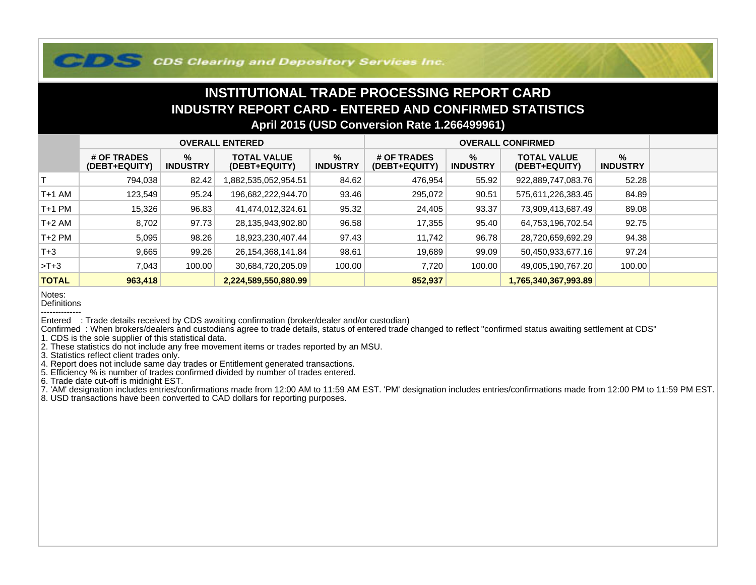CDS Clearing and Depository Services Inc.

# INSTITUTIONAL TRADE PROCESSING REPORT CARD

## INDUSTRY REPORT CARD - ENTERED AND CONFIRMED STATISTICS

### April 2015 (USD Conversion Rate 1.266499961)

| | OVERALL ENTERED | | | | OVERALL CONFIRMED | | | | |
|---|---|---|---|---|---|---|---|---|---|
| | # OF TRADES (DEBT+EQUITY) | % INDUSTRY | TOTAL VALUE (DEBT+EQUITY) | % INDUSTRY | # OF TRADES (DEBT+EQUITY) | % INDUSTRY | TOTAL VALUE (DEBT+EQUITY) | % INDUSTRY | |
| T | 794,038 | 82.42 | 1,882,535,052,954.51 | 84.62 | 476,954 | 55.92 | 922,889,747,083.76 | 52.28 | |
| T+1 AM | 123,549 | 95.24 | 196,682,222,944.70 | 93.46 | 295,072 | 90.51 | 575,611,226,383.45 | 84.89 | |
| T+1 PM | 15,326 | 96.83 | 41,474,012,324.61 | 95.32 | 24,405 | 93.37 | 73,909,413,687.49 | 89.08 | |
| T+2 AM | 8,702 | 97.73 | 28,135,943,902.80 | 96.58 | 17,355 | 95.40 | 64,753,196,702.54 | 92.75 | |
| T+2 PM | 5,095 | 98.26 | 18,923,230,407.44 | 97.43 | 11,742 | 96.78 | 28,720,659,692.29 | 94.38 | |
| T+3 | 9,665 | 99.26 | 26,154,368,141.84 | 98.61 | 19,689 | 99.09 | 50,450,933,677.16 | 97.24 | |
| >T+3 | 7,043 | 100.00 | 30,684,720,205.09 | 100.00 | 7,720 | 100.00 | 49,005,190,767.20 | 100.00 | |
| **TOTAL** | **963,418** | | **2,224,589,550,880.99** | | **852,937** | | **1,765,340,367,993.89** | | |

Notes:
Definitions
--------------
Entered : Trade details received by CDS awaiting confirmation (broker/dealer and/or custodian)
Confirmed : When brokers/dealers and custodians agree to trade details, status of entered trade changed to reflect "confirmed status awaiting settlement at CDS"

1. CDS is the sole supplier of this statistical data.
2. These statistics do not include any free movement items or trades reported by an MSU.
3. Statistics reflect client trades only.
4. Report does not include same day trades or Entitlement generated transactions.
5. Efficiency % is number of trades confirmed divided by number of trades entered.
6. Trade date cut-off is midnight EST.
7. 'AM' designation includes entries/confirmations made from 12:00 AM to 11:59 AM EST. 'PM' designation includes entries/confirmations made from 12:00 PM to 11:59 PM EST.
8. USD transactions have been converted to CAD dollars for reporting purposes.